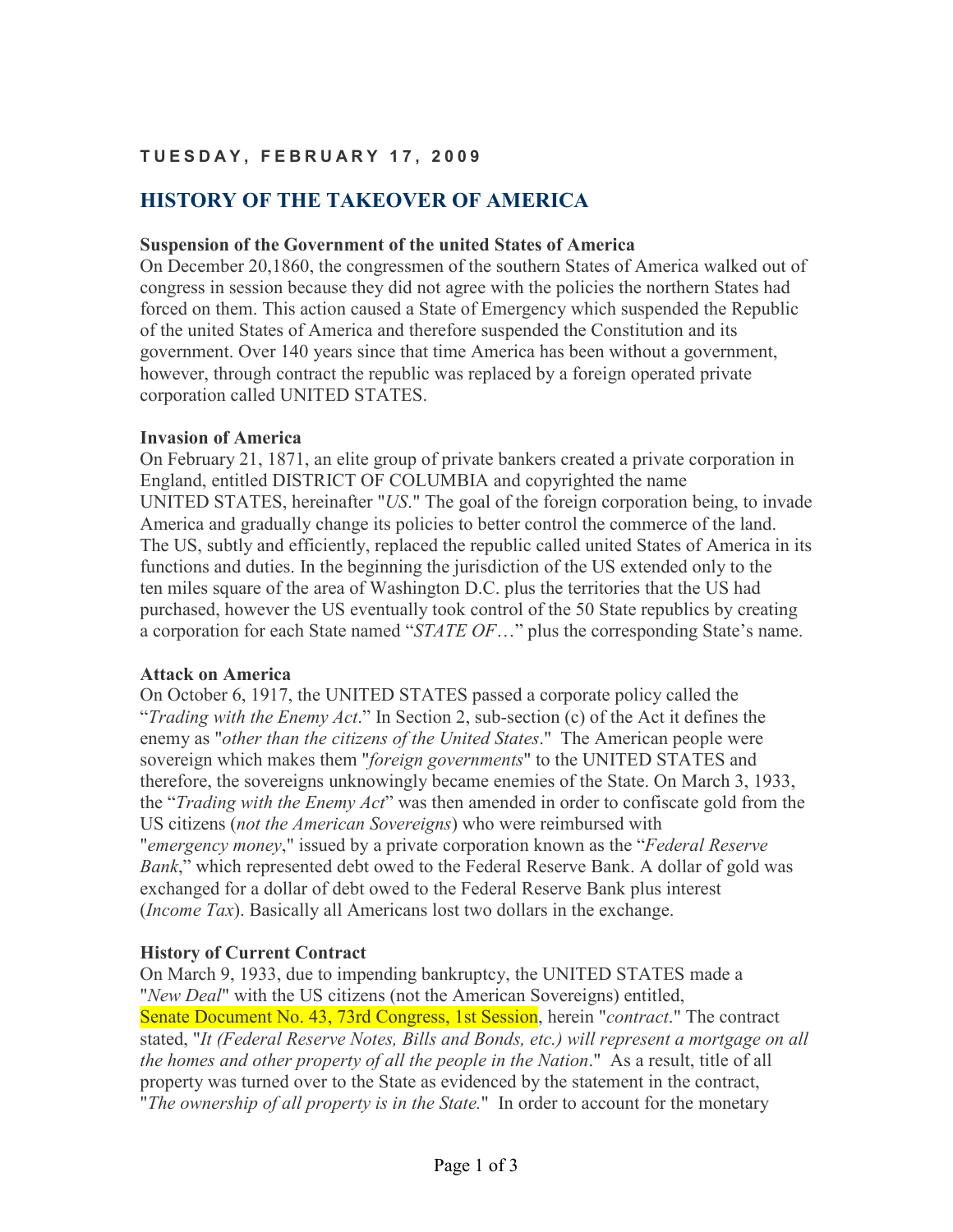**TUESDAY, FEBRUARY 17, 2009**

# HISTORY OF THE TAKEOVER OF AMERICA

**Suspension of the Government of the united States of America**

On December 20,1860, the congressmen of the southern States of America walked out of congress in session because they did not agree with the policies the northern States had forced on them. This action caused a State of Emergency which suspended the Republic of the united States of America and therefore suspended the Constitution and its government. Over 140 years since that time America has been without a government, however, through contract the republic was replaced by a foreign operated private corporation called UNITED STATES.

**Invasion of America**

On February 21, 1871, an elite group of private bankers created a private corporation in England, entitled DISTRICT OF COLUMBIA and copyrighted the name UNITED STATES, hereinafter "*US*." The goal of the foreign corporation being, to invade America and gradually change its policies to better control the commerce of the land. The US, subtly and efficiently, replaced the republic called united States of America in its functions and duties. In the beginning the jurisdiction of the US extended only to the ten miles square of the area of Washington D.C. plus the territories that the US had purchased, however the US eventually took control of the 50 State republics by creating a corporation for each State named "*STATE OF*…" plus the corresponding State's name.

**Attack on America**

On October 6, 1917, the UNITED STATES passed a corporate policy called the "*Trading with the Enemy Act*." In Section 2, sub-section (c) of the Act it defines the enemy as "*other than the citizens of the United States*." The American people were sovereign which makes them "*foreign governments*" to the UNITED STATES and therefore, the sovereigns unknowingly became enemies of the State. On March 3, 1933, the "*Trading with the Enemy Act*" was then amended in order to confiscate gold from the US citizens (*not the American Sovereigns*) who were reimbursed with "*emergency money*," issued by a private corporation known as the "*Federal Reserve Bank*," which represented debt owed to the Federal Reserve Bank. A dollar of gold was exchanged for a dollar of debt owed to the Federal Reserve Bank plus interest (*Income Tax*). Basically all Americans lost two dollars in the exchange.

**History of Current Contract**

On March 9, 1933, due to impending bankruptcy, the UNITED STATES made a "*New Deal*" with the US citizens (not the American Sovereigns) entitled, Senate Document No. 43, 73rd Congress, 1st Session, herein "*contract*." The contract stated, "*It (Federal Reserve Notes, Bills and Bonds, etc.) will represent a mortgage on all the homes and other property of all the people in the Nation*." As a result, title of all property was turned over to the State as evidenced by the statement in the contract, "*The ownership of all property is in the State.*" In order to account for the monetary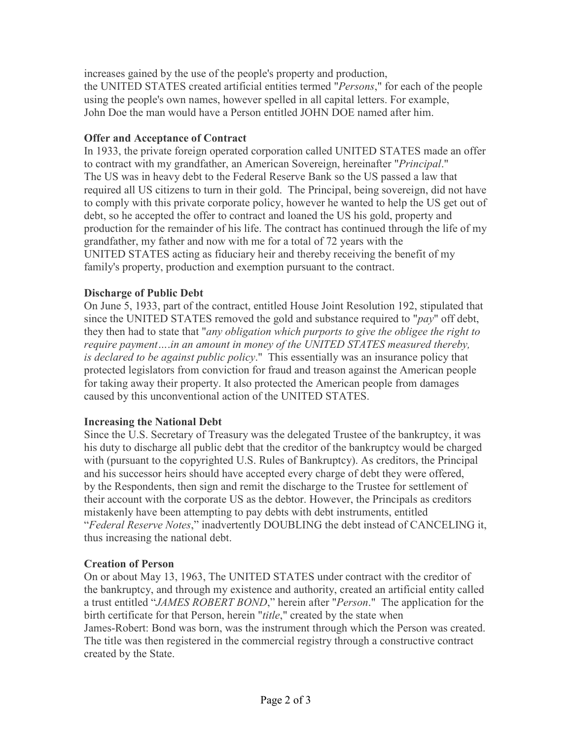increases gained by the use of the people's property and production, the UNITED STATES created artificial entities termed "*Persons*," for each of the people using the people's own names, however spelled in all capital letters. For example, John Doe the man would have a Person entitled JOHN DOE named after him.

**Offer and Acceptance of Contract**

In 1933, the private foreign operated corporation called UNITED STATES made an offer to contract with my grandfather, an American Sovereign, hereinafter "*Principal*." The US was in heavy debt to the Federal Reserve Bank so the US passed a law that required all US citizens to turn in their gold. The Principal, being sovereign, did not have to comply with this private corporate policy, however he wanted to help the US get out of debt, so he accepted the offer to contract and loaned the US his gold, property and production for the remainder of his life. The contract has continued through the life of my grandfather, my father and now with me for a total of 72 years with the UNITED STATES acting as fiduciary heir and thereby receiving the benefit of my family's property, production and exemption pursuant to the contract.

**Discharge of Public Debt**

On June 5, 1933, part of the contract, entitled House Joint Resolution 192, stipulated that since the UNITED STATES removed the gold and substance required to "*pay*" off debt, they then had to state that "*any obligation which purports to give the obligee the right to require payment….in an amount in money of the UNITED STATES measured thereby, is declared to be against public policy*." This essentially was an insurance policy that protected legislators from conviction for fraud and treason against the American people for taking away their property. It also protected the American people from damages caused by this unconventional action of the UNITED STATES.

**Increasing the National Debt**

Since the U.S. Secretary of Treasury was the delegated Trustee of the bankruptcy, it was his duty to discharge all public debt that the creditor of the bankruptcy would be charged with (pursuant to the copyrighted U.S. Rules of Bankruptcy). As creditors, the Principal and his successor heirs should have accepted every charge of debt they were offered, by the Respondents, then sign and remit the discharge to the Trustee for settlement of their account with the corporate US as the debtor. However, the Principals as creditors mistakenly have been attempting to pay debts with debt instruments, entitled "*Federal Reserve Notes*," inadvertently DOUBLING the debt instead of CANCELING it, thus increasing the national debt.

**Creation of Person**

On or about May 13, 1963, The UNITED STATES under contract with the creditor of the bankruptcy, and through my existence and authority, created an artificial entity called a trust entitled "*JAMES ROBERT BOND*," herein after "*Person*." The application for the birth certificate for that Person, herein "*title*," created by the state when James-Robert: Bond was born, was the instrument through which the Person was created. The title was then registered in the commercial registry through a constructive contract created by the State.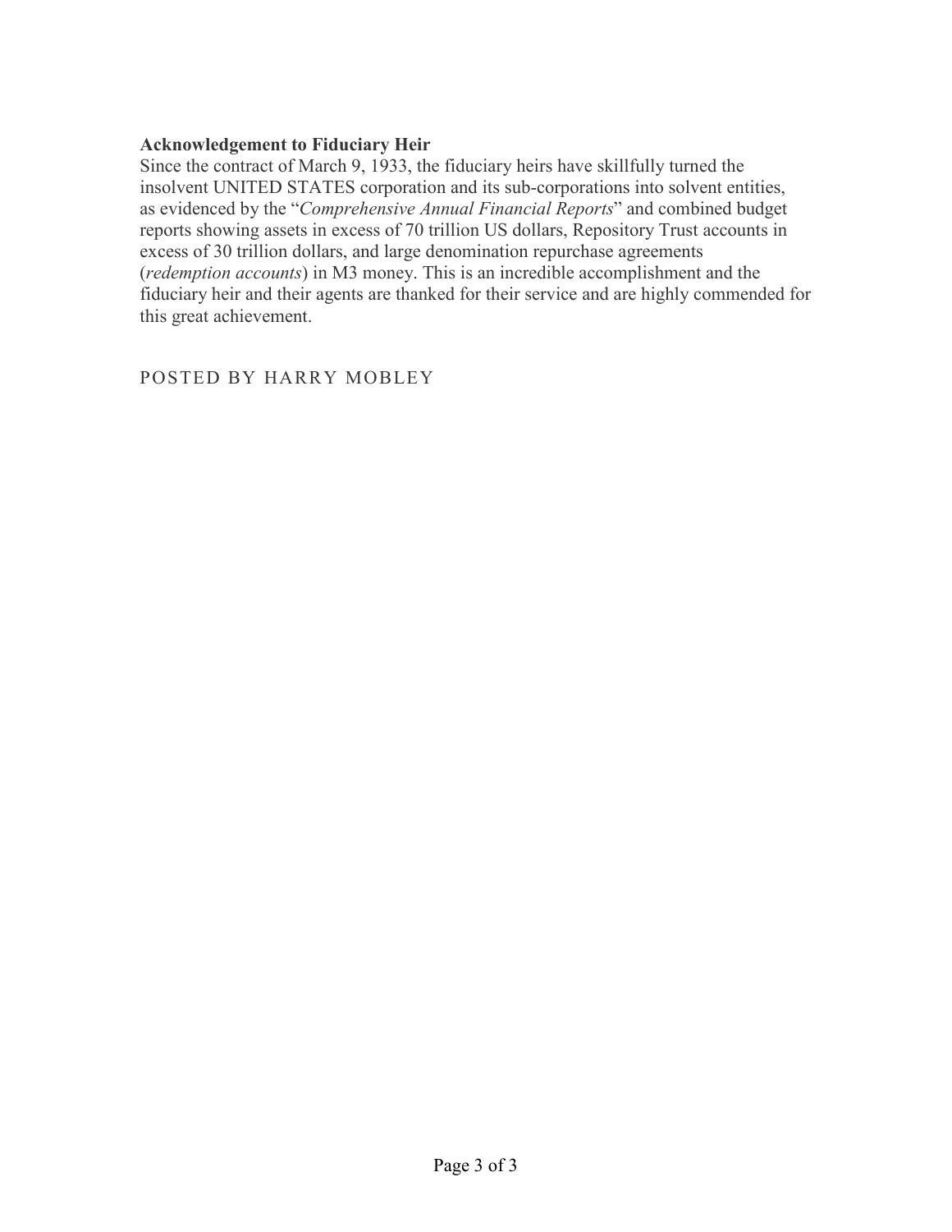**Acknowledgement to Fiduciary Heir**

Since the contract of March 9, 1933, the fiduciary heirs have skillfully turned the insolvent UNITED STATES corporation and its sub-corporations into solvent entities, as evidenced by the "*Comprehensive Annual Financial Reports*" and combined budget reports showing assets in excess of 70 trillion US dollars, Repository Trust accounts in excess of 30 trillion dollars, and large denomination repurchase agreements (*redemption accounts*) in M3 money. This is an incredible accomplishment and the fiduciary heir and their agents are thanked for their service and are highly commended for this great achievement.

POSTED BY HARRY MOBLEY